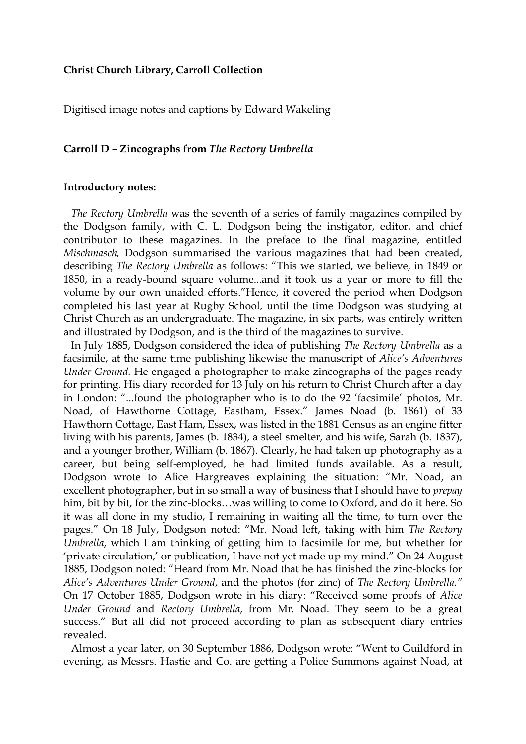**Christ Church Library, Carroll Collection**

Digitised image notes and captions by Edward Wakeling

**Carroll D – Zincographs from *The Rectory Umbrella***

**Introductory notes:**

*The Rectory Umbrella* was the seventh of a series of family magazines compiled by the Dodgson family, with C. L. Dodgson being the instigator, editor, and chief contributor to these magazines. In the preface to the final magazine, entitled *Mischmasch,* Dodgson summarised the various magazines that had been created, describing *The Rectory Umbrella* as follows: "This we started, we believe, in 1849 or 1850, in a ready-bound square volume...and it took us a year or more to fill the volume by our own unaided efforts."Hence, it covered the period when Dodgson completed his last year at Rugby School, until the time Dodgson was studying at Christ Church as an undergraduate. The magazine, in six parts, was entirely written and illustrated by Dodgson, and is the third of the magazines to survive.

In July 1885, Dodgson considered the idea of publishing *The Rectory Umbrella* as a facsimile, at the same time publishing likewise the manuscript of *Alice's Adventures Under Ground.* He engaged a photographer to make zincographs of the pages ready for printing. His diary recorded for 13 July on his return to Christ Church after a day in London: "...found the photographer who is to do the 92 'facsimile' photos, Mr. Noad, of Hawthorne Cottage, Eastham, Essex." James Noad (b. 1861) of 33 Hawthorn Cottage, East Ham, Essex, was listed in the 1881 Census as an engine fitter living with his parents, James (b. 1834), a steel smelter, and his wife, Sarah (b. 1837), and a younger brother, William (b. 1867). Clearly, he had taken up photography as a career, but being self-employed, he had limited funds available. As a result, Dodgson wrote to Alice Hargreaves explaining the situation: "Mr. Noad, an excellent photographer, but in so small a way of business that I should have to *prepay* him, bit by bit, for the zinc-blocks…was willing to come to Oxford, and do it here. So it was all done in my studio, I remaining in waiting all the time, to turn over the pages." On 18 July, Dodgson noted: "Mr. Noad left, taking with him *The Rectory Umbrella*, which I am thinking of getting him to facsimile for me, but whether for 'private circulation,' or publication, I have not yet made up my mind." On 24 August 1885, Dodgson noted: "Heard from Mr. Noad that he has finished the zinc-blocks for *Alice's Adventures Under Ground*, and the photos (for zinc) of *The Rectory Umbrella."* On 17 October 1885, Dodgson wrote in his diary: "Received some proofs of *Alice Under Ground* and *Rectory Umbrella*, from Mr. Noad. They seem to be a great success." But all did not proceed according to plan as subsequent diary entries revealed.

Almost a year later, on 30 September 1886, Dodgson wrote: "Went to Guildford in evening, as Messrs. Hastie and Co. are getting a Police Summons against Noad, at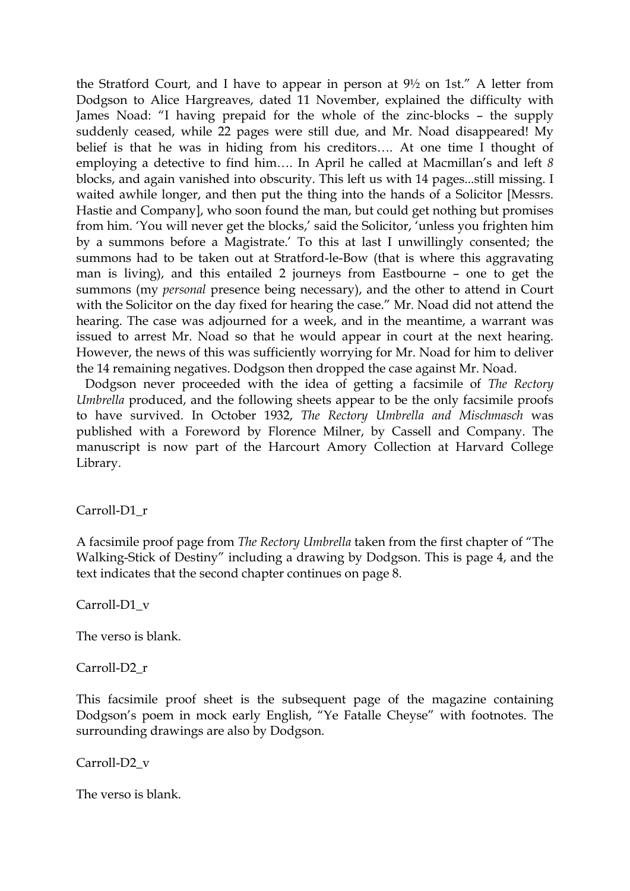the Stratford Court, and I have to appear in person at 9½ on 1st." A letter from Dodgson to Alice Hargreaves, dated 11 November, explained the difficulty with James Noad: "I having prepaid for the whole of the zinc-blocks – the supply suddenly ceased, while 22 pages were still due, and Mr. Noad disappeared! My belief is that he was in hiding from his creditors…. At one time I thought of employing a detective to find him…. In April he called at Macmillan's and left *8* blocks, and again vanished into obscurity. This left us with 14 pages...still missing. I waited awhile longer, and then put the thing into the hands of a Solicitor [Messrs. Hastie and Company], who soon found the man, but could get nothing but promises from him. 'You will never get the blocks,' said the Solicitor, 'unless you frighten him by a summons before a Magistrate.' To this at last I unwillingly consented; the summons had to be taken out at Stratford-le-Bow (that is where this aggravating man is living), and this entailed 2 journeys from Eastbourne – one to get the summons (my *personal* presence being necessary), and the other to attend in Court with the Solicitor on the day fixed for hearing the case." Mr. Noad did not attend the hearing. The case was adjourned for a week, and in the meantime, a warrant was issued to arrest Mr. Noad so that he would appear in court at the next hearing. However, the news of this was sufficiently worrying for Mr. Noad for him to deliver the 14 remaining negatives. Dodgson then dropped the case against Mr. Noad.

Dodgson never proceeded with the idea of getting a facsimile of *The Rectory Umbrella* produced, and the following sheets appear to be the only facsimile proofs to have survived. In October 1932, *The Rectory Umbrella and Mischmasch* was published with a Foreword by Florence Milner, by Cassell and Company. The manuscript is now part of the Harcourt Amory Collection at Harvard College Library.

Carroll-D1_r

A facsimile proof page from *The Rectory Umbrella* taken from the first chapter of "The Walking-Stick of Destiny" including a drawing by Dodgson. This is page 4, and the text indicates that the second chapter continues on page 8.

Carroll-D1_v

The verso is blank.

Carroll-D2_r

This facsimile proof sheet is the subsequent page of the magazine containing Dodgson's poem in mock early English, "Ye Fatalle Cheyse" with footnotes. The surrounding drawings are also by Dodgson.

Carroll-D2_v

The verso is blank.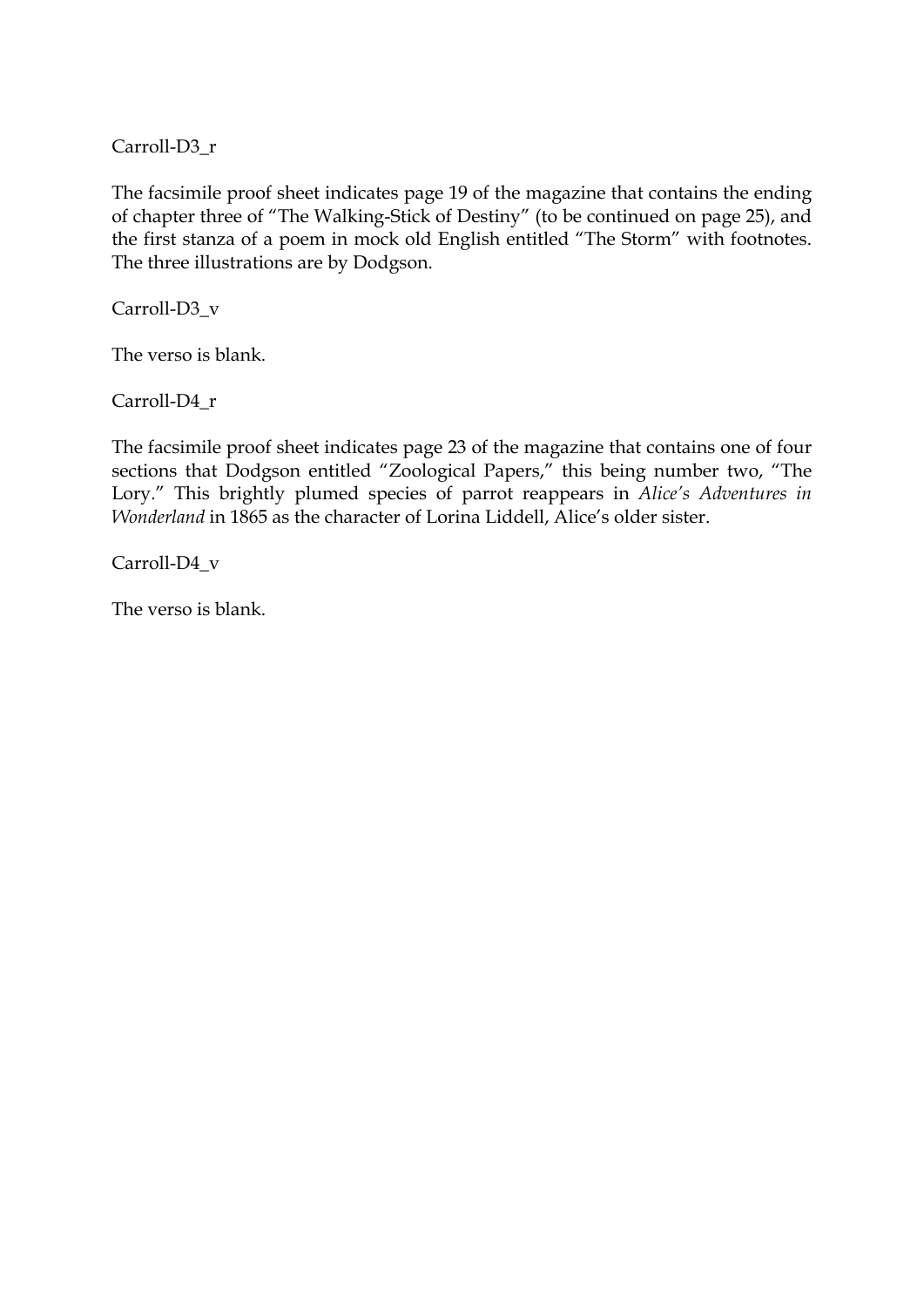Carroll-D3_r

The facsimile proof sheet indicates page 19 of the magazine that contains the ending of chapter three of "The Walking-Stick of Destiny" (to be continued on page 25), and the first stanza of a poem in mock old English entitled "The Storm" with footnotes. The three illustrations are by Dodgson.

Carroll-D3_v

The verso is blank.

Carroll-D4_r

The facsimile proof sheet indicates page 23 of the magazine that contains one of four sections that Dodgson entitled "Zoological Papers," this being number two, "The Lory." This brightly plumed species of parrot reappears in *Alice's Adventures in Wonderland* in 1865 as the character of Lorina Liddell, Alice's older sister.

Carroll-D4_v

The verso is blank.